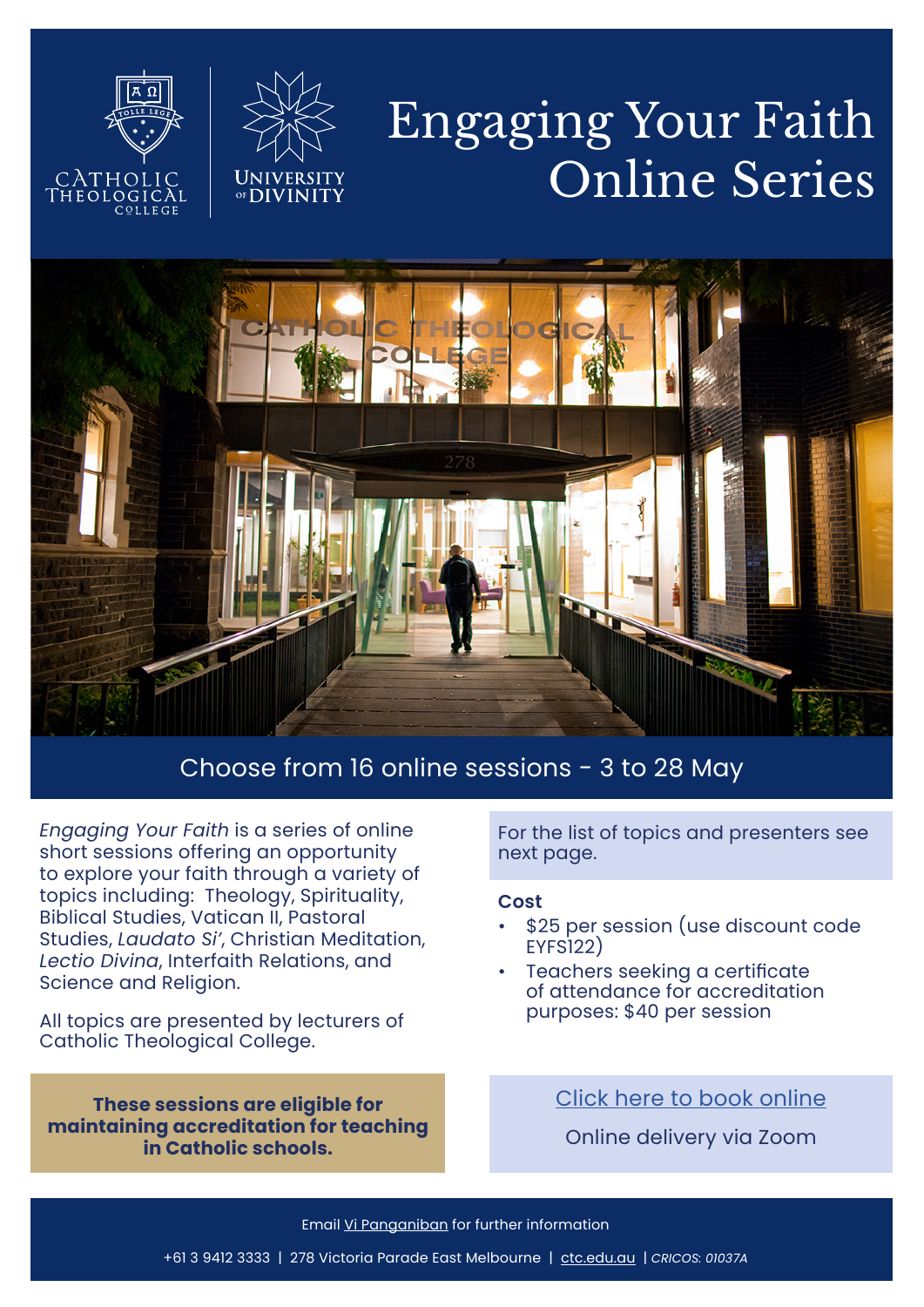# Engaging Your Faith Online Series

CATHOLIC THEOLOGICAL COLLEGE | UNIVERSITY OF DIVINITY

## Choose from 16 online sessions - 3 to 28 May

*Engaging Your Faith* is a series of online short sessions offering an opportunity to explore your faith through a variety of topics including: Theology, Spirituality, Biblical Studies, Vatican II, Pastoral Studies, *Laudato Si'*, Christian Meditation, *Lectio Divina*, Interfaith Relations, and Science and Religion.

All topics are presented by lecturers of Catholic Theological College.

**These sessions are eligible for maintaining accreditation for teaching in Catholic schools.**

For the list of topics and presenters see next page.

**Cost**

- $25 per session (use discount code EYFS122)
- Teachers seeking a certificate of attendance for accreditation purposes: $40 per session

Click here to book online

Online delivery via Zoom

Email Vi Panganiban for further information

+61 3 9412 3333 | 278 Victoria Parade East Melbourne | ctc.edu.au | *CRICOS: 01037A*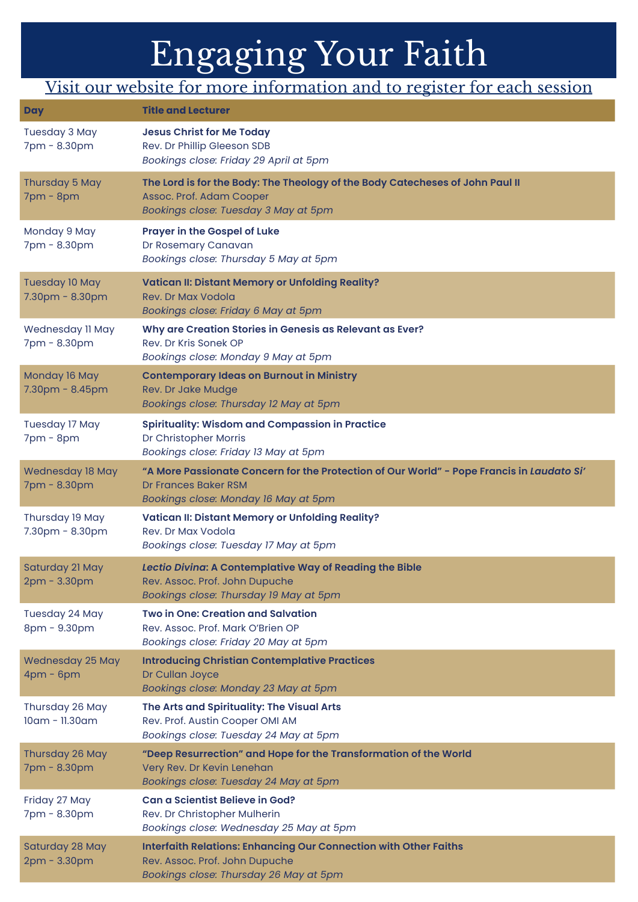# Engaging Your Faith

Visit our website for more information and to register for each session

| Day | Title and Lecturer |
| --- | --- |
| Tuesday 3 May<br>7pm - 8.30pm | **Jesus Christ for Me Today**<br>Rev. Dr Phillip Gleeson SDB<br>*Bookings close: Friday 29 April at 5pm* |
| Thursday 5 May<br>7pm - 8pm | **The Lord is for the Body: The Theology of the Body Catecheses of John Paul II**<br>Assoc. Prof. Adam Cooper<br>*Bookings close: Tuesday 3 May at 5pm* |
| Monday 9 May<br>7pm - 8.30pm | **Prayer in the Gospel of Luke**<br>Dr Rosemary Canavan<br>*Bookings close: Thursday 5 May at 5pm* |
| Tuesday 10 May<br>7.30pm - 8.30pm | **Vatican II: Distant Memory or Unfolding Reality?**<br>Rev. Dr Max Vodola<br>*Bookings close: Friday 6 May at 5pm* |
| Wednesday 11 May<br>7pm - 8.30pm | **Why are Creation Stories in Genesis as Relevant as Ever?**<br>Rev. Dr Kris Sonek OP<br>*Bookings close: Monday 9 May at 5pm* |
| Monday 16 May<br>7.30pm - 8.45pm | **Contemporary Ideas on Burnout in Ministry**<br>Rev. Dr Jake Mudge<br>*Bookings close: Thursday 12 May at 5pm* |
| Tuesday 17 May<br>7pm - 8pm | **Spirituality: Wisdom and Compassion in Practice**<br>Dr Christopher Morris<br>*Bookings close: Friday 13 May at 5pm* |
| Wednesday 18 May<br>7pm - 8.30pm | **"A More Passionate Concern for the Protection of Our World" - Pope Francis in *Laudato Si'***<br>Dr Frances Baker RSM<br>*Bookings close: Monday 16 May at 5pm* |
| Thursday 19 May<br>7.30pm - 8.30pm | **Vatican II: Distant Memory or Unfolding Reality?**<br>Rev. Dr Max Vodola<br>*Bookings close: Tuesday 17 May at 5pm* |
| Saturday 21 May<br>2pm - 3.30pm | ***Lectio Divina*: A Contemplative Way of Reading the Bible**<br>Rev. Assoc. Prof. John Dupuche<br>*Bookings close: Thursday 19 May at 5pm* |
| Tuesday 24 May<br>8pm - 9.30pm | **Two in One: Creation and Salvation**<br>Rev. Assoc. Prof. Mark O'Brien OP<br>*Bookings close: Friday 20 May at 5pm* |
| Wednesday 25 May<br>4pm - 6pm | **Introducing Christian Contemplative Practices**<br>Dr Cullan Joyce<br>*Bookings close: Monday 23 May at 5pm* |
| Thursday 26 May<br>10am - 11.30am | **The Arts and Spirituality: The Visual Arts**<br>Rev. Prof. Austin Cooper OMI AM<br>*Bookings close: Tuesday 24 May at 5pm* |
| Thursday 26 May<br>7pm - 8.30pm | **"Deep Resurrection" and Hope for the Transformation of the World**<br>Very Rev. Dr Kevin Lenehan<br>*Bookings close: Tuesday 24 May at 5pm* |
| Friday 27 May<br>7pm - 8.30pm | **Can a Scientist Believe in God?**<br>Rev. Dr Christopher Mulherin<br>*Bookings close: Wednesday 25 May at 5pm* |
| Saturday 28 May<br>2pm - 3.30pm | **Interfaith Relations: Enhancing Our Connection with Other Faiths**<br>Rev. Assoc. Prof. John Dupuche<br>*Bookings close: Thursday 26 May at 5pm* |